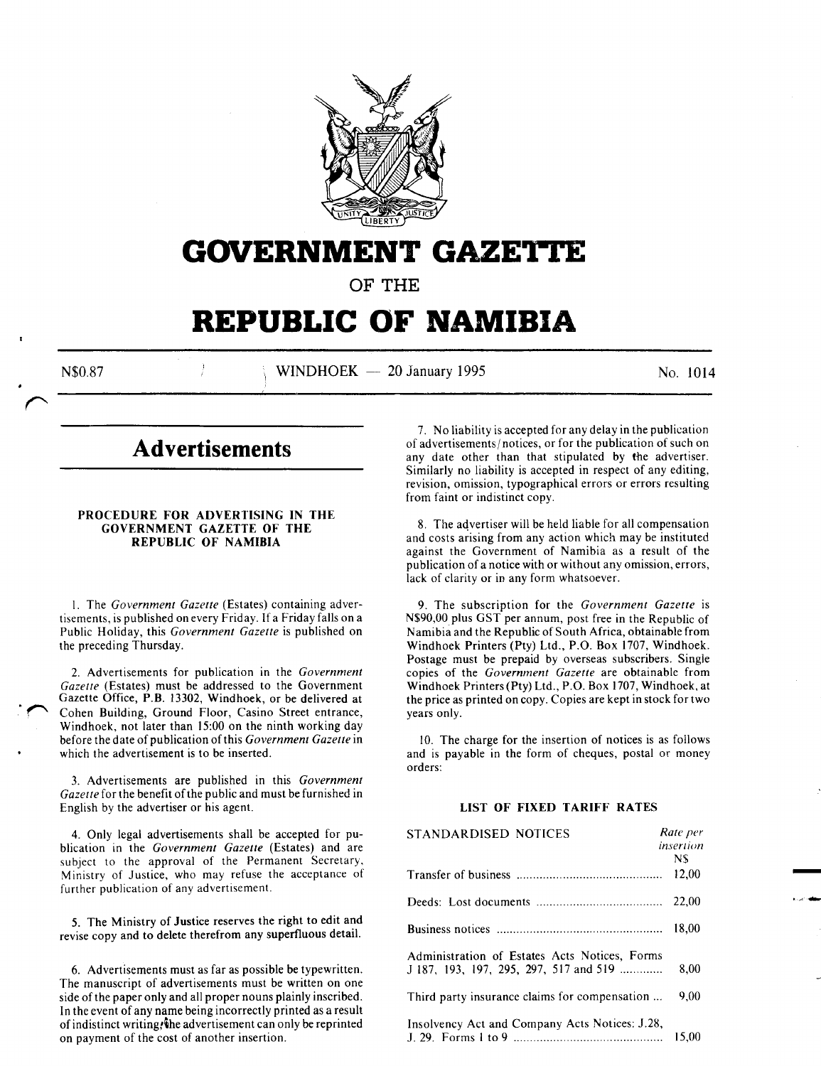# GOVERNMENT GAZETTE

OF THE

# REPUBLIC OF NAMIBIA

N$0.87 WINDHOEK — 20 January 1995 No. 1014

## Advertisements

### PROCEDURE FOR ADVERTISING IN THE GOVERNMENT GAZETTE OF THE REPUBLIC OF NAMIBIA

1. The *Government Gazette* (Estates) containing advertisements, is published on every Friday. If a Friday falls on a Public Holiday, this *Government Gazette* is published on the preceding Thursday.

2. Advertisements for publication in the *Government Gazette* (Estates) must be addressed to the Government Gazette Office, P.B. 13302, Windhoek, or be delivered at Cohen Building, Ground Floor, Casino Street entrance, Windhoek, not later than 15:00 on the ninth working day before the date of publication of this *Government Gazette* in which the advertisement is to be inserted.

3. Advertisements are published in this *Government Gazette* for the benefit of the public and must be furnished in English by the advertiser or his agent.

4. Only legal advertisements shall be accepted for publication in the *Government Gazette* (Estates) and are subject to the approval of the Permanent Secretary, Ministry of Justice, who may refuse the acceptance of further publication of any advertisement.

5. The Ministry of Justice reserves the right to edit and revise copy and to delete therefrom any superfluous detail.

6. Advertisements must as far as possible be typewritten. The manuscript of advertisements must be written on one side of the paper only and all proper nouns plainly inscribed. In the event of any name being incorrectly printed as a result of indistinct writing, the advertisement can only be reprinted on payment of the cost of another insertion.

7. No liability is accepted for any delay in the publication of advertisements/notices, or for the publication of such on any date other than that stipulated by the advertiser. Similarly no liability is accepted in respect of any editing, revision, omission, typographical errors or errors resulting from faint or indistinct copy.

8. The advertiser will be held liable for all compensation and costs arising from any action which may be instituted against the Government of Namibia as a result of the publication of a notice with or without any omission, errors, lack of clarity or in any form whatsoever.

9. The subscription for the *Government Gazette* is N$90,00 plus GST per annum, post free in the Republic of Namibia and the Republic of South Africa, obtainable from Windhoek Printers (Pty) Ltd., P.O. Box 1707, Windhoek. Postage must be prepaid by overseas subscribers. Single copies of the *Government Gazette* are obtainable from Windhoek Printers (Pty) Ltd., P.O. Box 1707, Windhoek, at the price as printed on copy. Copies are kept in stock for two years only.

10. The charge for the insertion of notices is as follows and is payable in the form of cheques, postal or money orders:

### LIST OF FIXED TARIFF RATES

| STANDARDISED NOTICES | *Rate per insertion* N$ |
|---|---|
| Transfer of business | 12,00 |
| Deeds: Lost documents | 22,00 |
| Business notices | 18,00 |
| Administration of Estates Acts Notices, Forms J 187, 193, 197, 295, 297, 517 and 519 | 8,00 |
| Third party insurance claims for compensation ... | 9,00 |
| Insolvency Act and Company Acts Notices: J.28, J. 29. Forms 1 to 9 | 15,00 |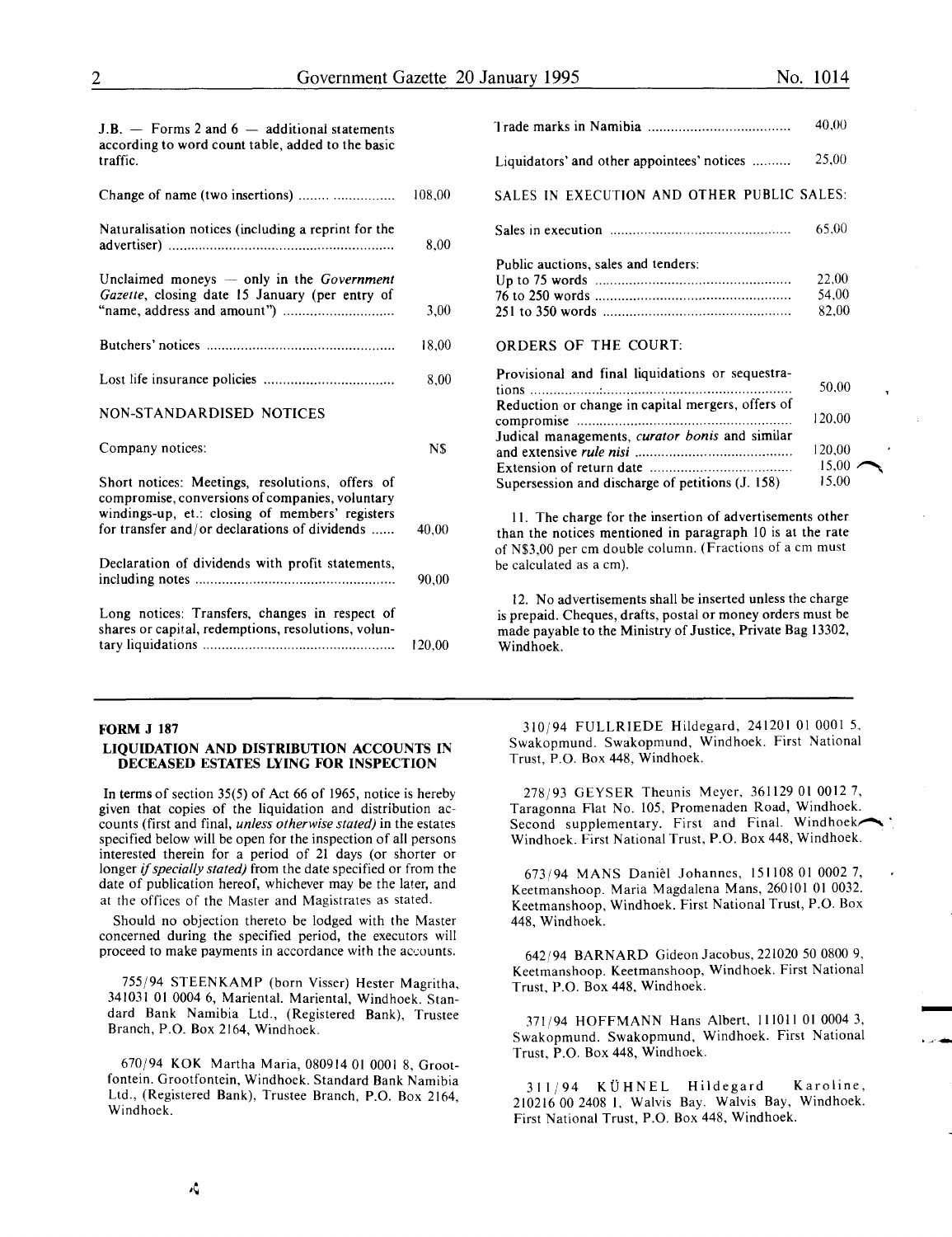J.B. — Forms 2 and 6 — additional statements according to word count table, added to the basic traffic.

| | |
|---|---|
| Change of name (two insertions) | 108,00 |
| Naturalisation notices (including a reprint for the advertiser) | 8,00 |
| Unclaimed moneys — only in the *Government Gazette*, closing date 15 January (per entry of "name, address and amount") | 3,00 |
| Butchers' notices | 18,00 |
| Lost life insurance policies | 8,00 |

NON-STANDARDISED NOTICES

| | |
|---|---|
| Company notices: | N$ |
| Short notices: Meetings, resolutions, offers of compromise, conversions of companies, voluntary windings-up, et.: closing of members' registers for transfer and/or declarations of dividends | 40,00 |
| Declaration of dividends with profit statements, including notes | 90,00 |
| Long notices: Transfers, changes in respect of shares or capital, redemptions, resolutions, voluntary liquidations | 120,00 |
| Trade marks in Namibia | 40,00 |
| Liquidators' and other appointees' notices | 25,00 |

SALES IN EXECUTION AND OTHER PUBLIC SALES:

| | |
|---|---|
| Sales in execution | 65,00 |
| Public auctions, sales and tenders: | |
| Up to 75 words | 22,00 |
| 76 to 250 words | 54,00 |
| 251 to 350 words | 82,00 |

ORDERS OF THE COURT:

| | |
|---|---|
| Provisional and final liquidations or sequestrations | 50,00 |
| Reduction or change in capital mergers, offers of compromise | 120,00 |
| Judical managements, *curator bonis* and similar and extensive *rule nisi* | 120,00 |
| Extension of return date | 15,00 |
| Supersession and discharge of petitions (J. 158) | 15,00 |

11. The charge for the insertion of advertisements other than the notices mentioned in paragraph 10 is at the rate of N$3,00 per cm double column. (Fractions of a cm must be calculated as a cm).

12. No advertisements shall be inserted unless the charge is prepaid. Cheques, drafts, postal or money orders must be made payable to the Ministry of Justice, Private Bag 13302, Windhoek.

---

**FORM J 187**

**LIQUIDATION AND DISTRIBUTION ACCOUNTS IN DECEASED ESTATES LYING FOR INSPECTION**

In terms of section 35(5) of Act 66 of 1965, notice is hereby given that copies of the liquidation and distribution accounts (first and final, *unless otherwise stated)* in the estates specified below will be open for the inspection of all persons interested therein for a period of 21 days (or shorter or longer *if specially stated)* from the date specified or from the date of publication hereof, whichever may be the later, and at the offices of the Master and Magistrates as stated.

Should no objection thereto be lodged with the Master concerned during the specified period, the executors will proceed to make payments in accordance with the accounts.

755/94 STEENKAMP (born Visser) Hester Magritha, 341031 01 0004 6, Mariental. Mariental, Windhoek. Standard Bank Namibia Ltd., (Registered Bank), Trustee Branch, P.O. Box 2164, Windhoek.

670/94 KOK Martha Maria, 080914 01 0001 8, Grootfontein. Grootfontein, Windhoek. Standard Bank Namibia Ltd., (Registered Bank), Trustee Branch, P.O. Box 2164, Windhoek.

310/94 FULLRIEDE Hildegard, 241201 01 0001 5, Swakopmund. Swakopmund, Windhoek. First National Trust, P.O. Box 448, Windhoek.

278/93 GEYSER Theunis Meyer, 361129 01 0012 7, Taragonna Flat No. 105, Promenaden Road, Windhoek. Second supplementary. First and Final. Windhoek, Windhoek. First National Trust, P.O. Box 448, Windhoek.

673/94 MANS Daniël Johannes, 151108 01 0002 7, Keetmanshoop. Maria Magdalena Mans, 260101 01 0032. Keetmanshoop, Windhoek. First National Trust, P.O. Box 448, Windhoek.

642/94 BARNARD Gideon Jacobus, 221020 50 0800 9, Keetmanshoop. Keetmanshoop, Windhoek. First National Trust, P.O. Box 448, Windhoek.

371/94 HOFFMANN Hans Albert, 111011 01 0004 3, Swakopmund. Swakopmund, Windhoek. First National Trust, P.O. Box 448, Windhoek.

311/94 KÜHNEL Hildegard Karoline, 210216 00 2408 1, Walvis Bay. Walvis Bay, Windhoek. First National Trust, P.O. Box 448, Windhoek.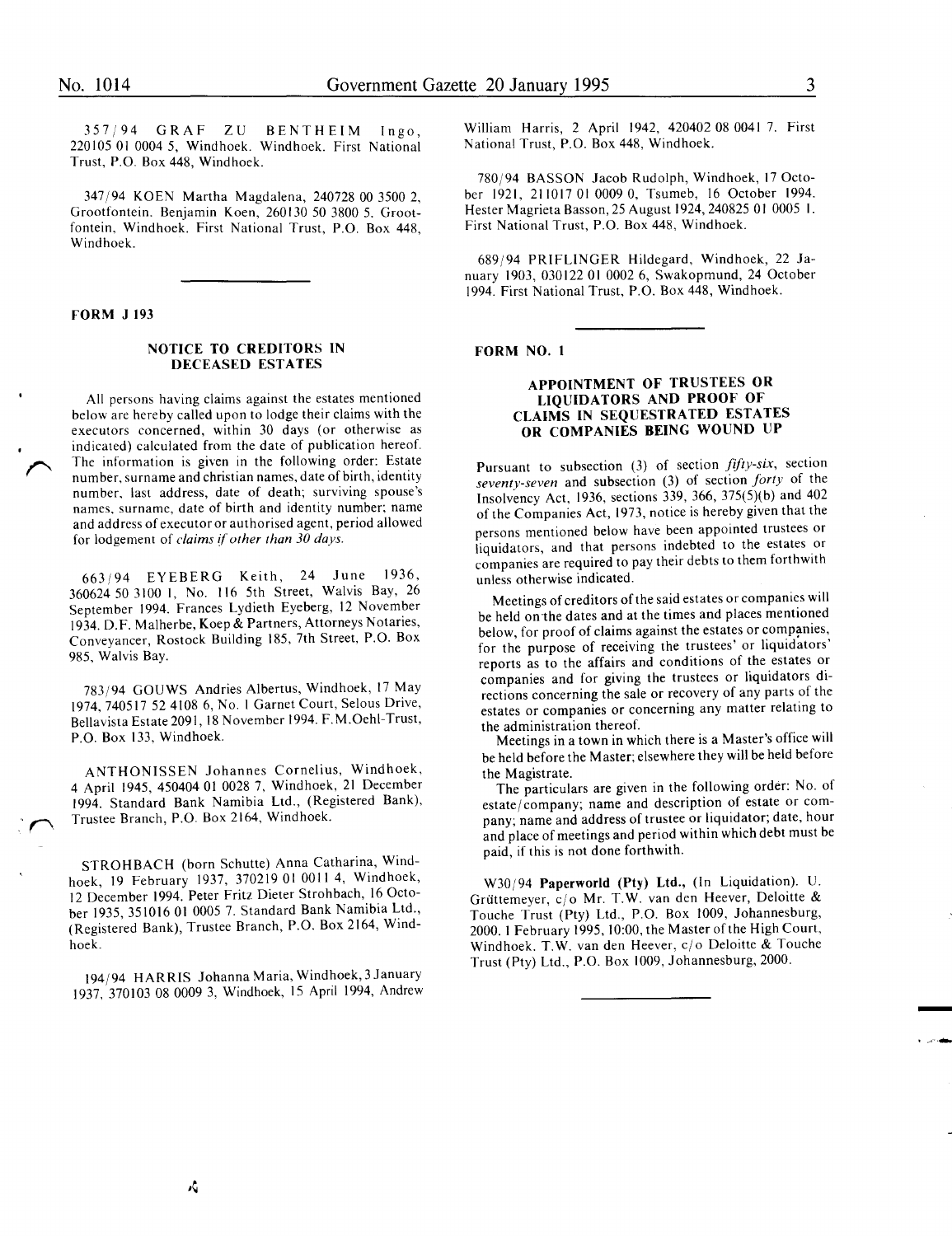357/94 GRAF ZU BENTHEIM Ingo, 220105 01 0004 5, Windhoek. Windhoek. First National Trust, P.O. Box 448, Windhoek.

347/94 KOEN Martha Magdalena, 240728 00 3500 2, Grootfontein. Benjamin Koen, 260130 50 3800 5. Grootfontein, Windhoek. First National Trust, P.O. Box 448, Windhoek.

---

**FORM J 193**

### NOTICE TO CREDITORS IN DECEASED ESTATES

All persons having claims against the estates mentioned below are hereby called upon to lodge their claims with the executors concerned, within 30 days (or otherwise as indicated) calculated from the date of publication hereof. The information is given in the following order: Estate number, surname and christian names, date of birth, identity number, last address, date of death; surviving spouse's names, surname, date of birth and identity number; name and address of executor or authorised agent, period allowed for lodgement of *claims if other than 30 days.*

663/94 EYEBERG Keith, 24 June 1936, 360624 50 3100 1, No. 116 5th Street, Walvis Bay, 26 September 1994. Frances Lydieth Eyeberg, 12 November 1934. D.F. Malherbe, Koep & Partners, Attorneys Notaries, Conveyancer, Rostock Building 185, 7th Street, P.O. Box 985, Walvis Bay.

783/94 GOUWS Andries Albertus, Windhoek, 17 May 1974, 740517 52 4108 6, No. 1 Garnet Court, Selous Drive, Bellavista Estate 2091, 18 November 1994. F.M.Oehl-Trust, P.O. Box 133, Windhoek.

ANTHONISSEN Johannes Cornelius, Windhoek, 4 April 1945, 450404 01 0028 7, Windhoek, 21 December 1994. Standard Bank Namibia Ltd., (Registered Bank), Trustee Branch, P.O. Box 2164, Windhoek.

STROHBACH (born Schutte) Anna Catharina, Windhoek, 19 February 1937, 370219 01 0011 4, Windhoek, 12 December 1994. Peter Fritz Dieter Strohbach, 16 October 1935, 351016 01 0005 7. Standard Bank Namibia Ltd., (Registered Bank), Trustee Branch, P.O. Box 2164, Windhoek.

194/94 HARRIS Johanna Maria, Windhoek, 3 January 1937, 370103 08 0009 3, Windhoek, 15 April 1994, Andrew William Harris, 2 April 1942, 420402 08 0041 7. First National Trust, P.O. Box 448, Windhoek.

780/94 BASSON Jacob Rudolph, Windhoek, 17 October 1921, 211017 01 0009 0, Tsumeb, 16 October 1994. Hester Magrieta Basson, 25 August 1924, 240825 01 0005 1. First National Trust, P.O. Box 448, Windhoek.

689/94 PRIFLINGER Hildegard, Windhoek, 22 January 1903, 030122 01 0002 6, Swakopmund, 24 October 1994. First National Trust, P.O. Box 448, Windhoek.

---

**FORM NO. 1**

### APPOINTMENT OF TRUSTEES OR LIQUIDATORS AND PROOF OF CLAIMS IN SEQUESTRATED ESTATES OR COMPANIES BEING WOUND UP

Pursuant to subsection (3) of section *fifty-six*, section *seventy-seven* and subsection (3) of section *forty* of the Insolvency Act, 1936, sections 339, 366, 375(5)(b) and 402 of the Companies Act, 1973, notice is hereby given that the persons mentioned below have been appointed trustees or liquidators, and that persons indebted to the estates or companies are required to pay their debts to them forthwith unless otherwise indicated.

Meetings of creditors of the said estates or companies will be held on the dates and at the times and places mentioned below, for proof of claims against the estates or companies, for the purpose of receiving the trustees' or liquidators' reports as to the affairs and conditions of the estates or companies and for giving the trustees or liquidators directions concerning the sale or recovery of any parts of the estates or companies or concerning any matter relating to the administration thereof.

Meetings in a town in which there is a Master's office will be held before the Master; elsewhere they will be held before the Magistrate.

The particulars are given in the following order: No. of estate/company; name and description of estate or company; name and address of trustee or liquidator; date, hour and place of meetings and period within which debt must be paid, if this is not done forthwith.

W30/94 **Paperworld (Pty) Ltd.,** (In Liquidation). U. Grüttemeyer, c/o Mr. T.W. van den Heever, Deloitte & Touche Trust (Pty) Ltd., P.O. Box 1009, Johannesburg, 2000. 1 February 1995, 10:00, the Master of the High Court, Windhoek. T.W. van den Heever, c/o Deloitte & Touche Trust (Pty) Ltd., P.O. Box 1009, Johannesburg, 2000.

---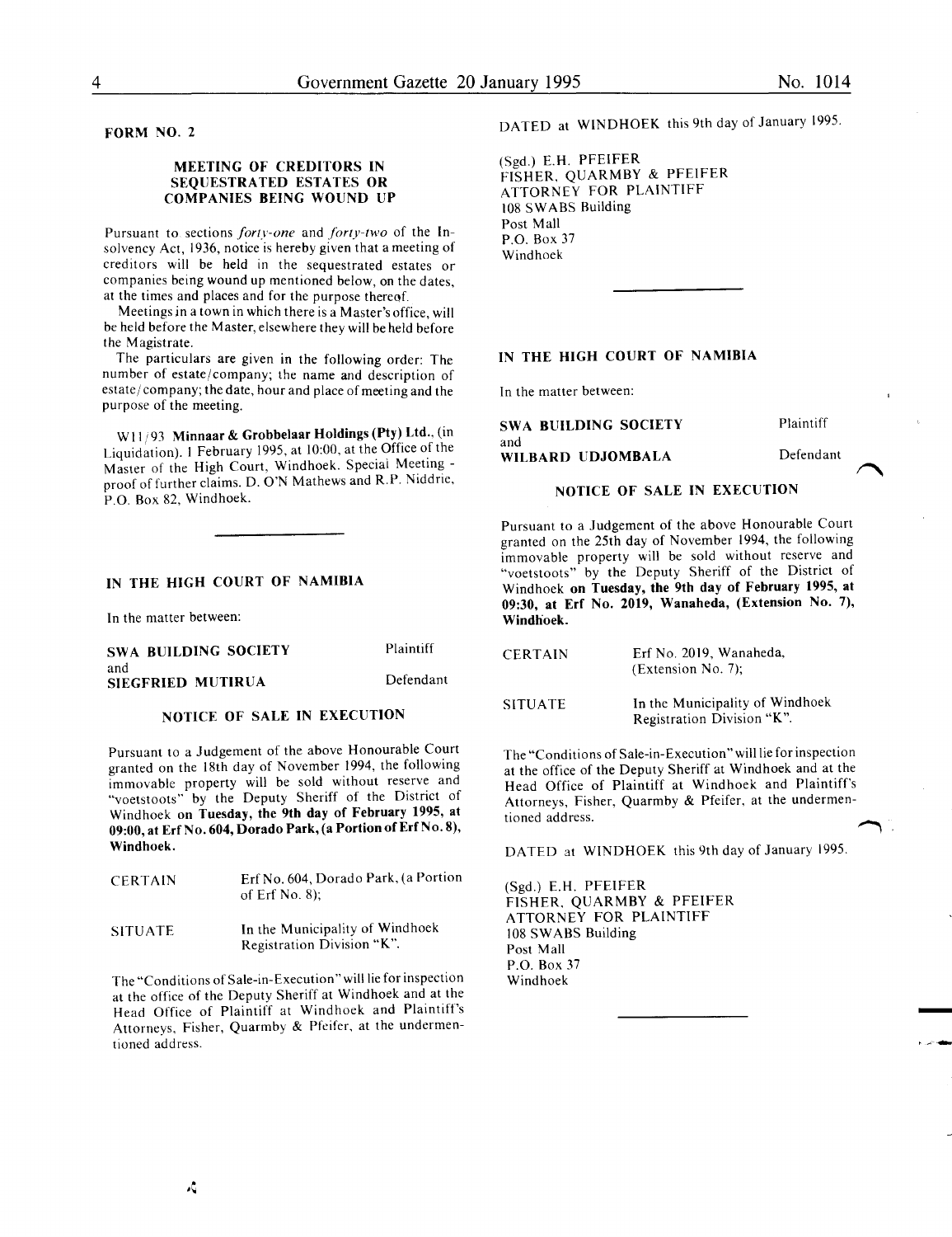**FORM NO. 2**

**MEETING OF CREDITORS IN SEQUESTRATED ESTATES OR COMPANIES BEING WOUND UP**

Pursuant to sections *forty-one* and *forty-two* of the Insolvency Act, 1936, notice is hereby given that a meeting of creditors will be held in the sequestrated estates or companies being wound up mentioned below, on the dates, at the times and places and for the purpose thereof.

Meetings in a town in which there is a Master's office, will be held before the Master, elsewhere they will be held before the Magistrate.

The particulars are given in the following order: The number of estate/company; the name and description of estate/company; the date, hour and place of meeting and the purpose of the meeting.

W11/93 **Minnaar & Grobbelaar Holdings (Pty) Ltd.**, (in Liquidation). 1 February 1995, at 10:00, at the Office of the Master of the High Court, Windhoek. Special Meeting - proof of further claims. D. O'N Mathews and R.P. Niddrie, P.O. Box 82, Windhoek.

---

**IN THE HIGH COURT OF NAMIBIA**

In the matter between:

| | |
|---|---|
| **SWA BUILDING SOCIETY** | Plaintiff |
| and | |
| **SIEGFRIED MUTIRUA** | Defendant |

**NOTICE OF SALE IN EXECUTION**

Pursuant to a Judgement of the above Honourable Court granted on the 18th day of November 1994, the following immovable property will be sold without reserve and "voetstoots" by the Deputy Sheriff of the District of Windhoek **on Tuesday, the 9th day of February 1995, at 09:00, at Erf No. 604, Dorado Park, (a Portion of Erf No. 8), Windhoek.**

| | |
|---|---|
| CERTAIN | Erf No. 604, Dorado Park, (a Portion of Erf No. 8); |
| SITUATE | In the Municipality of Windhoek Registration Division "K". |

The "Conditions of Sale-in-Execution" will lie for inspection at the office of the Deputy Sheriff at Windhoek and at the Head Office of Plaintiff at Windhoek and Plaintiff's Attorneys, Fisher, Quarmby & Pfeifer, at the undermentioned address.

DATED at WINDHOEK this 9th day of January 1995.

(Sgd.) E.H. PFEIFER
FISHER, QUARMBY & PFEIFER
ATTORNEY FOR PLAINTIFF
108 SWABS Building
Post Mall
P.O. Box 37
Windhoek

---

**IN THE HIGH COURT OF NAMIBIA**

In the matter between:

| | |
|---|---|
| **SWA BUILDING SOCIETY** | Plaintiff |
| and | |
| **WILBARD UDJOMBALA** | Defendant |

**NOTICE OF SALE IN EXECUTION**

Pursuant to a Judgement of the above Honourable Court granted on the 25th day of November 1994, the following immovable property will be sold without reserve and "voetstoots" by the Deputy Sheriff of the District of Windhoek **on Tuesday, the 9th day of February 1995, at 09:30, at Erf No. 2019, Wanaheda, (Extension No. 7), Windhoek.**

| | |
|---|---|
| CERTAIN | Erf No. 2019, Wanaheda, (Extension No. 7); |
| SITUATE | In the Municipality of Windhoek Registration Division "K". |

The "Conditions of Sale-in-Execution" will lie for inspection at the office of the Deputy Sheriff at Windhoek and at the Head Office of Plaintiff at Windhoek and Plaintiff's Attorneys, Fisher, Quarmby & Pfeifer, at the undermentioned address.

DATED at WINDHOEK this 9th day of January 1995.

(Sgd.) E.H. PFEIFER
FISHER, QUARMBY & PFEIFER
ATTORNEY FOR PLAINTIFF
108 SWABS Building
Post Mall
P.O. Box 37
Windhoek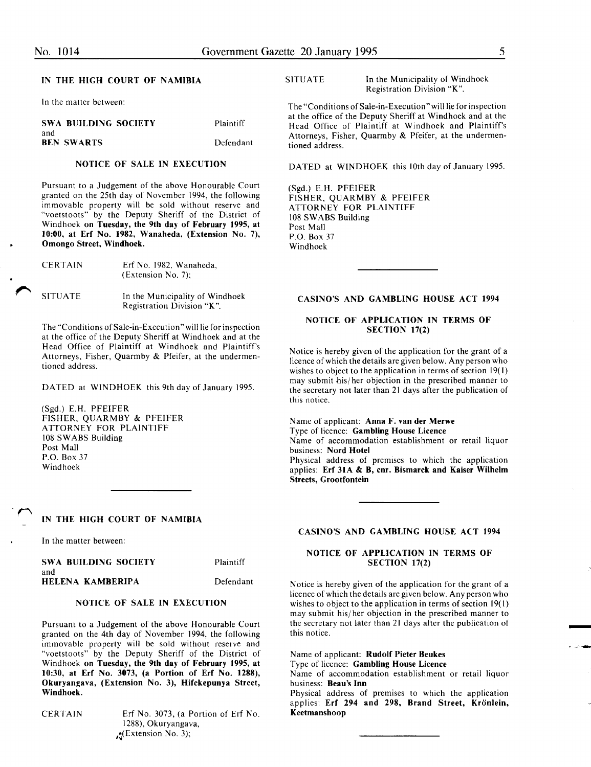## IN THE HIGH COURT OF NAMIBIA

In the matter between:

| | |
|---|---|
| **SWA BUILDING SOCIETY** | Plaintiff |
| and | |
| **BEN SWARTS** | Defendant |

### NOTICE OF SALE IN EXECUTION

Pursuant to a Judgement of the above Honourable Court granted on the 25th day of November 1994, the following immovable property will be sold without reserve and "voetstoots" by the Deputy Sheriff of the District of Windhoek **on Tuesday, the 9th day of February 1995, at 10:00, at Erf No. 1982, Wanaheda, (Extension No. 7), Omongo Street, Windhoek.**

| | |
|---|---|
| CERTAIN | Erf No. 1982, Wanaheda, (Extension No. 7); |
| SITUATE | In the Municipality of Windhoek Registration Division "K". |

The "Conditions of Sale-in-Execution" will lie for inspection at the office of the Deputy Sheriff at Windhoek and at the Head Office of Plaintiff at Windhoek and Plaintiff's Attorneys, Fisher, Quarmby & Pfeifer, at the undermentioned address.

DATED at WINDHOEK this 9th day of January 1995.

(Sgd.) E.H. PFEIFER
FISHER, QUARMBY & PFEIFER
ATTORNEY FOR PLAINTIFF
108 SWABS Building
Post Mall
P.O. Box 37
Windhoek

---

## IN THE HIGH COURT OF NAMIBIA

In the matter between:

| | |
|---|---|
| **SWA BUILDING SOCIETY** | Plaintiff |
| and | |
| **HELENA KAMBERIPA** | Defendant |

### NOTICE OF SALE IN EXECUTION

Pursuant to a Judgement of the above Honourable Court granted on the 4th day of November 1994, the following immovable property will be sold without reserve and "voetstoots" by the Deputy Sheriff of the District of Windhoek **on Tuesday, the 9th day of February 1995, at 10:30, at Erf No. 3073, (a Portion of Erf No. 1288), Okuryangava, (Extension No. 3), Hifekepunya Street, Windhoek.**

| | |
|---|---|
| CERTAIN | Erf No. 3073, (a Portion of Erf No. 1288), Okuryangava, (Extension No. 3); |
| SITUATE | In the Municipality of Windhoek Registration Division "K". |

The "Conditions of Sale-in-Execution" will lie for inspection at the office of the Deputy Sheriff at Windhoek and at the Head Office of Plaintiff at Windhoek and Plaintiff's Attorneys, Fisher, Quarmby & Pfeifer, at the undermentioned address.

DATED at WINDHOEK this 10th day of January 1995.

(Sgd.) E.H. PFEIFER
FISHER, QUARMBY & PFEIFER
ATTORNEY FOR PLAINTIFF
108 SWABS Building
Post Mall
P.O. Box 37
Windhoek

---

## CASINO'S AND GAMBLING HOUSE ACT 1994

### NOTICE OF APPLICATION IN TERMS OF SECTION 17(2)

Notice is hereby given of the application for the grant of a licence of which the details are given below. Any person who wishes to object to the application in terms of section 19(1) may submit his/her objection in the prescribed manner to the secretary not later than 21 days after the publication of this notice.

Name of applicant: **Anna F. van der Merwe**
Type of licence: **Gambling House Licence**
Name of accommodation establishment or retail liquor business: **Nord Hotel**
Physical address of premises to which the application applies: **Erf 31A & B, cnr. Bismarck and Kaiser Wilhelm Streets, Grootfontein**

---

## CASINO'S AND GAMBLING HOUSE ACT 1994

### NOTICE OF APPLICATION IN TERMS OF SECTION 17(2)

Notice is hereby given of the application for the grant of a licence of which the details are given below. Any person who wishes to object to the application in terms of section 19(1) may submit his/her objection in the prescribed manner to the secretary not later than 21 days after the publication of this notice.

Name of applicant: **Rudolf Pieter Beukes**
Type of licence: **Gambling House Licence**
Name of accommodation establishment or retail liquor business: **Beau's Inn**
Physical address of premises to which the application applies: **Erf 294 and 298, Brand Street, Krönlein, Keetmanshoop**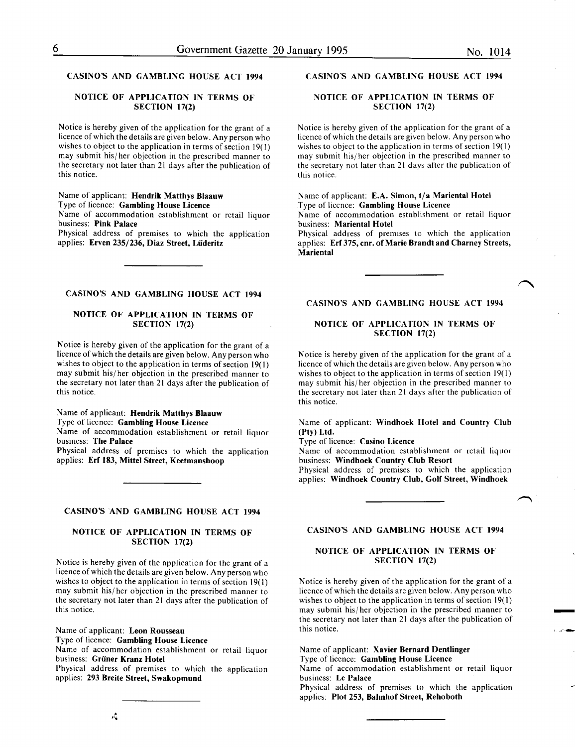### CASINO'S AND GAMBLING HOUSE ACT 1994

#### NOTICE OF APPLICATION IN TERMS OF SECTION 17(2)

Notice is hereby given of the application for the grant of a licence of which the details are given below. Any person who wishes to object to the application in terms of section 19(1) may submit his/her objection in the prescribed manner to the secretary not later than 21 days after the publication of this notice.

Name of applicant: **Hendrik Matthys Blaauw**
Type of licence: **Gambling House Licence**
Name of accommodation establishment or retail liquor business: **Pink Palace**
Physical address of premises to which the application applies: **Erven 235/236, Diaz Street, Lüderitz**

### CASINO'S AND GAMBLING HOUSE ACT 1994

#### NOTICE OF APPLICATION IN TERMS OF SECTION 17(2)

Notice is hereby given of the application for the grant of a licence of which the details are given below. Any person who wishes to object to the application in terms of section 19(1) may submit his/her objection in the prescribed manner to the secretary not later than 21 days after the publication of this notice.

Name of applicant: **Hendrik Matthys Blaauw**
Type of licence: **Gambling House Licence**
Name of accommodation establishment or retail liquor business: **The Palace**
Physical address of premises to which the application applies: **Erf 183, Mittel Street, Keetmanshoop**

### CASINO'S AND GAMBLING HOUSE ACT 1994

#### NOTICE OF APPLICATION IN TERMS OF SECTION 17(2)

Notice is hereby given of the application for the grant of a licence of which the details are given below. Any person who wishes to object to the application in terms of section 19(1) may submit his/her objection in the prescribed manner to the secretary not later than 21 days after the publication of this notice.

Name of applicant: **Leon Rousseau**
Type of licence: **Gambling House Licence**
Name of accommodation establishment or retail liquor business: **Grüner Kranz Hotel**
Physical address of premises to which the application applies: **293 Breite Street, Swakopmund**

### CASINO'S AND GAMBLING HOUSE ACT 1994

#### NOTICE OF APPLICATION IN TERMS OF SECTION 17(2)

Notice is hereby given of the application for the grant of a licence of which the details are given below. Any person who wishes to object to the application in terms of section 19(1) may submit his/her objection in the prescribed manner to the secretary not later than 21 days after the publication of this notice.

Name of applicant: **E.A. Simon, t/a Mariental Hotel**
Type of licence: **Gambling House Licence**
Name of accommodation establishment or retail liquor business: **Mariental Hotel**
Physical address of premises to which the application applies: **Erf 375, cnr. of Marie Brandt and Charney Streets, Mariental**

### CASINO'S AND GAMBLING HOUSE ACT 1994

#### NOTICE OF APPLICATION IN TERMS OF SECTION 17(2)

Notice is hereby given of the application for the grant of a licence of which the details are given below. Any person who wishes to object to the application in terms of section 19(1) may submit his/her objection in the prescribed manner to the secretary not later than 21 days after the publication of this notice.

Name of applicant: **Windhoek Hotel and Country Club (Pty) Ltd.**
Type of licence: **Casino Licence**
Name of accommodation establishment or retail liquor business: **Windhoek Country Club Resort**
Physical address of premises to which the application applies: **Windhoek Country Club, Golf Street, Windhoek**

### CASINO'S AND GAMBLING HOUSE ACT 1994

#### NOTICE OF APPLICATION IN TERMS OF SECTION 17(2)

Notice is hereby given of the application for the grant of a licence of which the details are given below. Any person who wishes to object to the application in terms of section 19(1) may submit his/her objection in the prescribed manner to the secretary not later than 21 days after the publication of this notice.

Name of applicant: **Xavier Bernard Dentlinger**
Type of licence: **Gambling House Licence**
Name of accommodation establishment or retail liquor business: **Le Palace**
Physical address of premises to which the application applies: **Plot 253, Bahnhof Street, Rehoboth**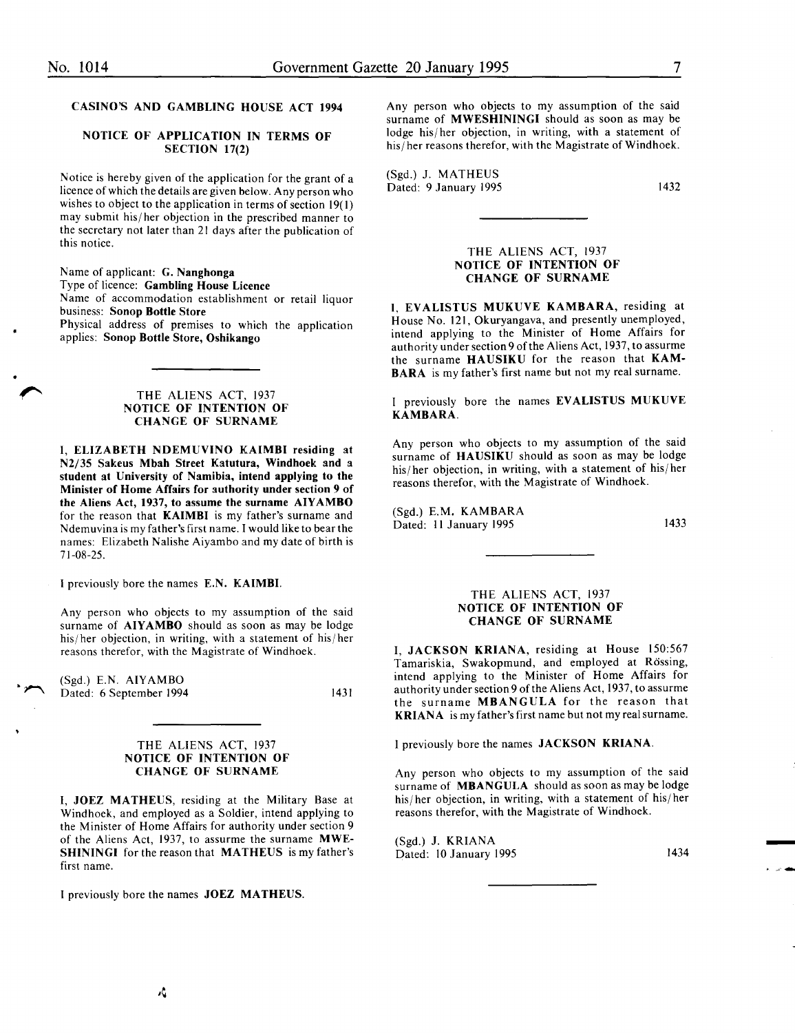### CASINO'S AND GAMBLING HOUSE ACT 1994

### NOTICE OF APPLICATION IN TERMS OF SECTION 17(2)

Notice is hereby given of the application for the grant of a licence of which the details are given below. Any person who wishes to object to the application in terms of section 19(1) may submit his/her objection in the prescribed manner to the secretary not later than 21 days after the publication of this notice.

Name of applicant: **G. Nanghonga**
Type of licence: **Gambling House Licence**
Name of accommodation establishment or retail liquor business: **Sonop Bottle Store**
Physical address of premises to which the application applies: **Sonop Bottle Store, Oshikango**

---

### THE ALIENS ACT, 1937
### NOTICE OF INTENTION OF CHANGE OF SURNAME

I, **ELIZABETH NDEMUVINO KAIMBI residing at N2/35 Sakeus Mbah Street Katutura, Windhoek and a student at University of Namibia, intend applying to the Minister of Home Affairs for authority under section 9 of the Aliens Act, 1937, to assume the surname AIYAMBO** for the reason that **KAIMBI** is my father's surname and Ndemuvina is my father's first name. I would like to bear the names: Elizabeth Nalishe Aiyambo and my date of birth is 71-08-25.

I previously bore the names **E.N. KAIMBI**.

Any person who objects to my assumption of the said surname of **AIYAMBO** should as soon as may be lodge his/her objection, in writing, with a statement of his/her reasons therefor, with the Magistrate of Windhoek.

(Sgd.) E.N. AIYAMBO
Dated: 6 September 1994

1431

---

### THE ALIENS ACT, 1937
### NOTICE OF INTENTION OF CHANGE OF SURNAME

I, **JOEZ MATHEUS**, residing at the Military Base at Windhoek, and employed as a Soldier, intend applying to the Minister of Home Affairs for authority under section 9 of the Aliens Act, 1937, to assurme the surname **MWESHININGI** for the reason that **MATHEUS** is my father's first name.

I previously bore the names **JOEZ MATHEUS**.

Any person who objects to my assumption of the said surname of **MWESHININGI** should as soon as may be lodge his/her objection, in writing, with a statement of his/her reasons therefor, with the Magistrate of Windhoek.

(Sgd.) J. MATHEUS
Dated: 9 January 1995

1432

---

### THE ALIENS ACT, 1937
### NOTICE OF INTENTION OF CHANGE OF SURNAME

I, **EVALISTUS MUKUVE KAMBARA**, residing at House No. 121, Okuryangava, and presently unemployed, intend applying to the Minister of Home Affairs for authority under section 9 of the Aliens Act, 1937, to assurme the surname **HAUSIKU** for the reason that **KAMBARA** is my father's first name but not my real surname.

I previously bore the names **EVALISTUS MUKUVE KAMBARA**.

Any person who objects to my assumption of the said surname of **HAUSIKU** should as soon as may be lodge his/her objection, in writing, with a statement of his/her reasons therefor, with the Magistrate of Windhoek.

(Sgd.) E.M. KAMBARA
Dated: 11 January 1995

1433

---

### THE ALIENS ACT, 1937
### NOTICE OF INTENTION OF CHANGE OF SURNAME

I, **JACKSON KRIANA**, residing at House 150:567 Tamariskia, Swakopmund, and employed at Rössing, intend applying to the Minister of Home Affairs for authority under section 9 of the Aliens Act, 1937, to assurme the surname **MBANGULA** for the reason that **KRIANA** is my father's first name but not my real surname.

I previously bore the names **JACKSON KRIANA**.

Any person who objects to my assumption of the said surname of **MBANGULA** should as soon as may be lodge his/her objection, in writing, with a statement of his/her reasons therefor, with the Magistrate of Windhoek.

(Sgd.) J. KRIANA
Dated: 10 January 1995

1434